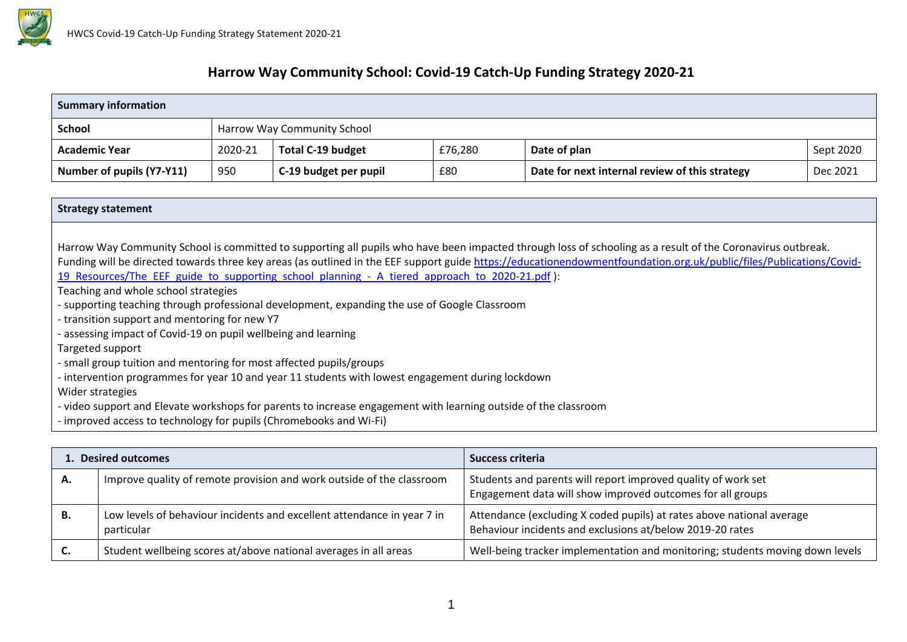# Harrow Way Community School: Covid-19 Catch-Up Funding Strategy 2020-21

| Summary information | | | | | |
|---|---|---|---|---|---|
| **School** | Harrow Way Community School | | | | |
| **Academic Year** | 2020-21 | **Total C-19 budget** | £76,280 | **Date of plan** | Sept 2020 |
| **Number of pupils (Y7-Y11)** | 950 | **C-19 budget per pupil** | £80 | **Date for next internal review of this strategy** | Dec 2021 |

| Strategy statement |
|---|
| Harrow Way Community School is committed to supporting all pupils who have been impacted through loss of schooling as a result of the Coronavirus outbreak. Funding will be directed towards three key areas (as outlined in the EEF support guide [https://educationendowmentfoundation.org.uk/public/files/Publications/Covid-19_Resources/The_EEF_guide_to_supporting_school_planning_-_A_tiered_approach_to_2020-21.pdf](https://educationendowmentfoundation.org.uk/public/files/Publications/Covid-19_Resources/The_EEF_guide_to_supporting_school_planning_-_A_tiered_approach_to_2020-21.pdf) ):<br>Teaching and whole school strategies<br>- supporting teaching through professional development, expanding the use of Google Classroom<br>- transition support and mentoring for new Y7<br>- assessing impact of Covid-19 on pupil wellbeing and learning<br>Targeted support<br>- small group tuition and mentoring for most affected pupils/groups<br>- intervention programmes for year 10 and year 11 students with lowest engagement during lockdown<br>Wider strategies<br>- video support and Elevate workshops for parents to increase engagement with learning outside of the classroom<br>- improved access to technology for pupils (Chromebooks and Wi-Fi) |

| **1. Desired outcomes** | | **Success criteria** |
|---|---|---|
| **A.** | Improve quality of remote provision and work outside of the classroom | Students and parents will report improved quality of work set<br>Engagement data will show improved outcomes for all groups |
| **B.** | Low levels of behaviour incidents and excellent attendance in year 7 in particular | Attendance (excluding X coded pupils) at rates above national average<br>Behaviour incidents and exclusions at/below 2019-20 rates |
| **C.** | Student wellbeing scores at/above national averages in all areas | Well-being tracker implementation and monitoring; students moving down levels |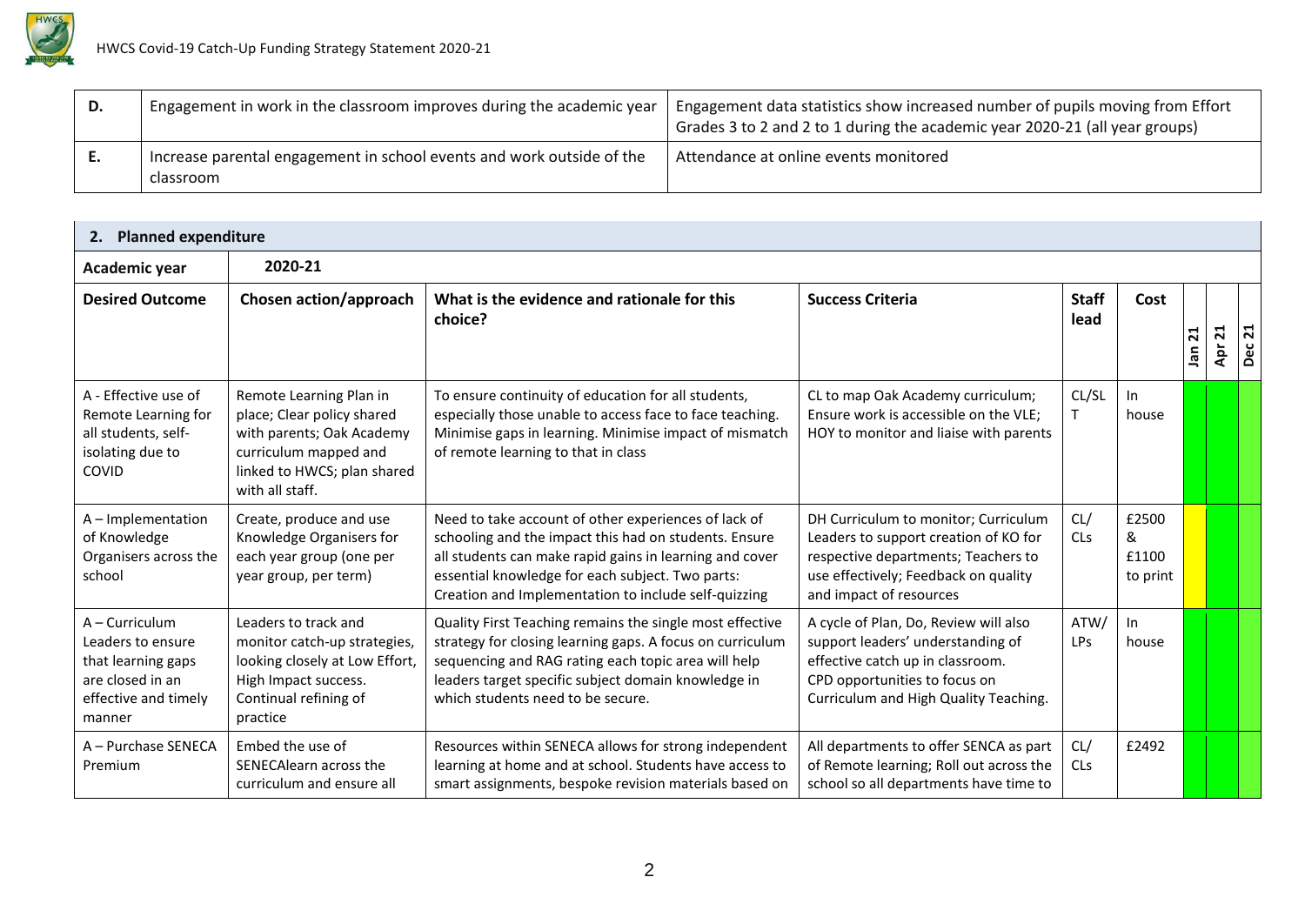| D. | Engagement in work in the classroom improves during the academic year | Engagement data statistics show increased number of pupils moving from Effort Grades 3 to 2 and 2 to 1 during the academic year 2020-21 (all year groups) |
|---|---|---|
| E. | Increase parental engagement in school events and work outside of the classroom | Attendance at online events monitored |

## 2. Planned expenditure

| Academic year | 2020-21 | | | | | | | |
|---|---|---|---|---|---|---|---|---|
| **Desired Outcome** | **Chosen action/approach** | **What is the evidence and rationale for this choice?** | **Success Criteria** | **Staff lead** | **Cost** | **Jan 21** | **Apr 21** | **Dec 21** |
| A - Effective use of Remote Learning for all students, self-isolating due to COVID | Remote Learning Plan in place; Clear policy shared with parents; Oak Academy curriculum mapped and linked to HWCS; plan shared with all staff. | To ensure continuity of education for all students, especially those unable to access face to face teaching. Minimise gaps in learning. Minimise impact of mismatch of remote learning to that in class | CL to map Oak Academy curriculum; Ensure work is accessible on the VLE; HOY to monitor and liaise with parents | CL/SLT | In house | | | |
| A – Implementation of Knowledge Organisers across the school | Create, produce and use Knowledge Organisers for each year group (one per year group, per term) | Need to take account of other experiences of lack of schooling and the impact this had on students. Ensure all students can make rapid gains in learning and cover essential knowledge for each subject. Two parts: Creation and Implementation to include self-quizzing | DH Curriculum to monitor; Curriculum Leaders to support creation of KO for respective departments; Teachers to use effectively; Feedback on quality and impact of resources | CL/ CLs | £2500 & £1100 to print | | | |
| A – Curriculum Leaders to ensure that learning gaps are closed in an effective and timely manner | Leaders to track and monitor catch-up strategies, looking closely at Low Effort, High Impact success. Continual refining of practice | Quality First Teaching remains the single most effective strategy for closing learning gaps. A focus on curriculum sequencing and RAG rating each topic area will help leaders target specific subject domain knowledge in which students need to be secure. | A cycle of Plan, Do, Review will also support leaders' understanding of effective catch up in classroom. CPD opportunities to focus on Curriculum and High Quality Teaching. | ATW/ LPs | In house | | | |
| A – Purchase SENECA Premium | Embed the use of SENECAlearn across the curriculum and ensure all | Resources within SENECA allows for strong independent learning at home and at school. Students have access to smart assignments, bespoke revision materials based on | All departments to offer SENCA as part of Remote learning; Roll out across the school so all departments have time to | CL/ CLs | £2492 | | | |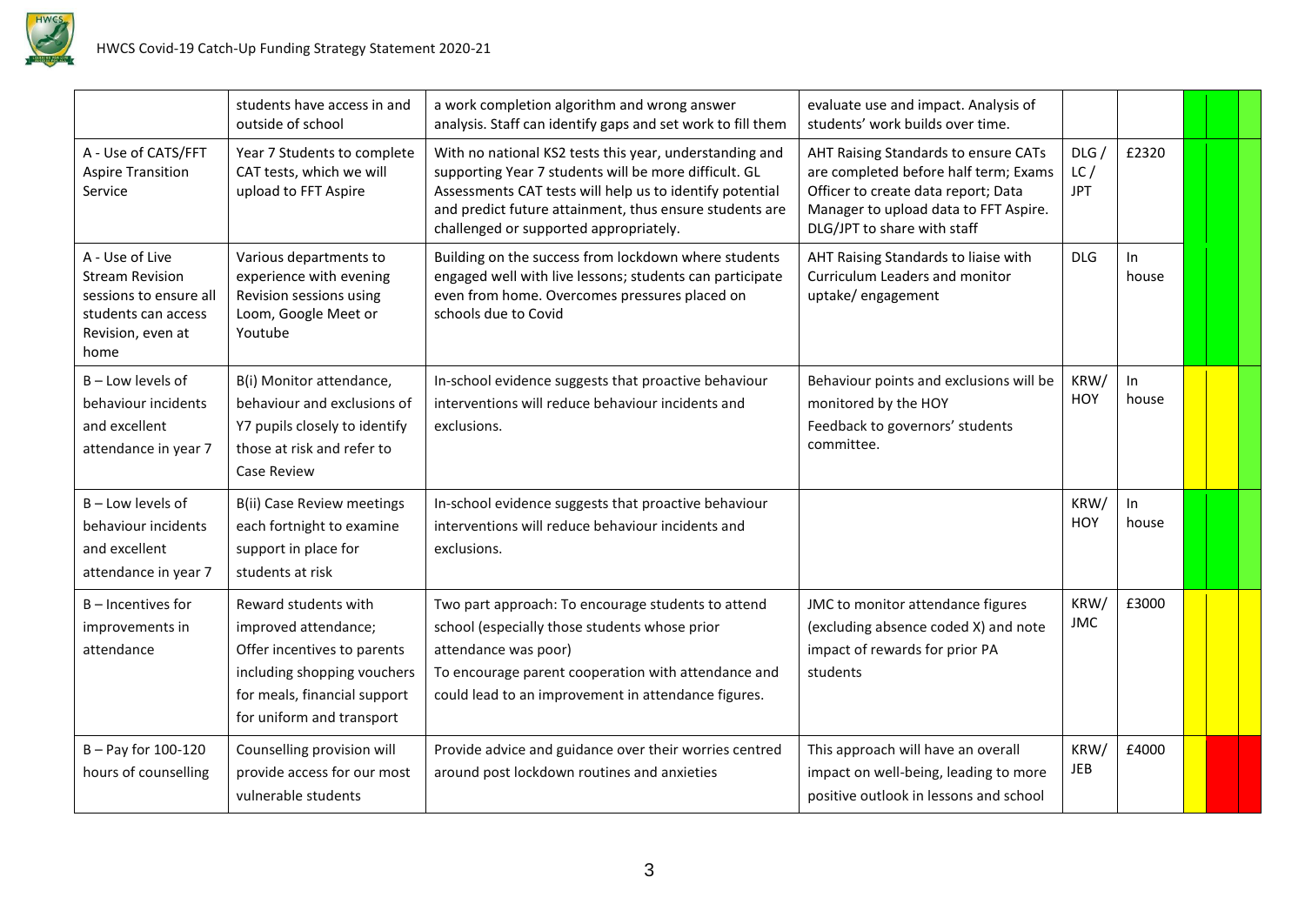| | | | | | | | | |
|---|---|---|---|---|---|---|---|---|
| | students have access in and outside of school | a work completion algorithm and wrong answer analysis. Staff can identify gaps and set work to fill them | evaluate use and impact. Analysis of students' work builds over time. | | | | | |
| A - Use of CATS/FFT Aspire Transition Service | Year 7 Students to complete CAT tests, which we will upload to FFT Aspire | With no national KS2 tests this year, understanding and supporting Year 7 students will be more difficult. GL Assessments CAT tests will help us to identify potential and predict future attainment, thus ensure students are challenged or supported appropriately. | AHT Raising Standards to ensure CATs are completed before half term; Exams Officer to create data report; Data Manager to upload data to FFT Aspire. DLG/JPT to share with staff | DLG / LC / JPT | £2320 | | | |
| A - Use of Live Stream Revision sessions to ensure all students can access Revision, even at home | Various departments to experience with evening Revision sessions using Loom, Google Meet or Youtube | Building on the success from lockdown where students engaged well with live lessons; students can participate even from home. Overcomes pressures placed on schools due to Covid | AHT Raising Standards to liaise with Curriculum Leaders and monitor uptake/ engagement | DLG | In house | | | |
| B – Low levels of behaviour incidents and excellent attendance in year 7 | B(i) Monitor attendance, behaviour and exclusions of Y7 pupils closely to identify those at risk and refer to Case Review | In-school evidence suggests that proactive behaviour interventions will reduce behaviour incidents and exclusions. | Behaviour points and exclusions will be monitored by the HOY<br>Feedback to governors' students committee. | KRW/ HOY | In house | | | |
| B – Low levels of behaviour incidents and excellent attendance in year 7 | B(ii) Case Review meetings each fortnight to examine support in place for students at risk | In-school evidence suggests that proactive behaviour interventions will reduce behaviour incidents and exclusions. | | KRW/ HOY | In house | | | |
| B – Incentives for improvements in attendance | Reward students with improved attendance; Offer incentives to parents including shopping vouchers for meals, financial support for uniform and transport | Two part approach: To encourage students to attend school (especially those students whose prior attendance was poor)<br>To encourage parent cooperation with attendance and could lead to an improvement in attendance figures. | JMC to monitor attendance figures (excluding absence coded X) and note impact of rewards for prior PA students | KRW/ JMC | £3000 | | | |
| B – Pay for 100-120 hours of counselling | Counselling provision will provide access for our most vulnerable students | Provide advice and guidance over their worries centred around post lockdown routines and anxieties | This approach will have an overall impact on well-being, leading to more positive outlook in lessons and school | KRW/ JEB | £4000 | | | |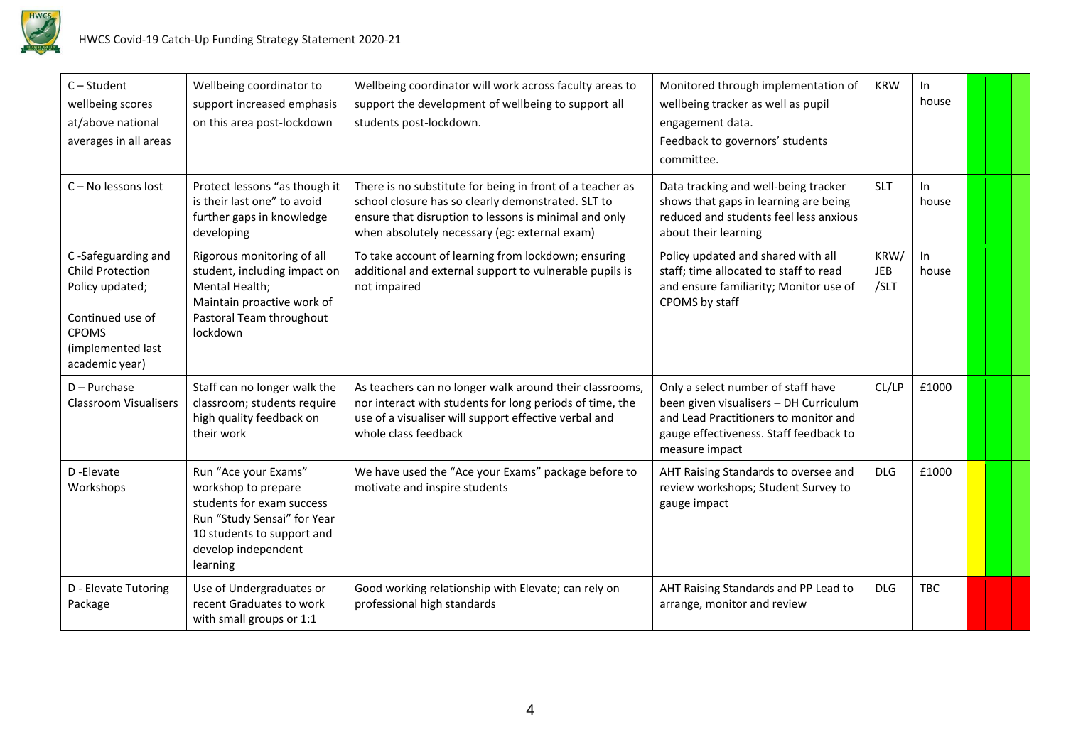| | | | | | | | | |
|---|---|---|---|---|---|---|---|---|
| C – Student wellbeing scores at/above national averages in all areas | Wellbeing coordinator to support increased emphasis on this area post-lockdown | Wellbeing coordinator will work across faculty areas to support the development of wellbeing to support all students post-lockdown. | Monitored through implementation of wellbeing tracker as well as pupil engagement data.<br>Feedback to governors' students committee. | KRW | In house | | | |
| C – No lessons lost | Protect lessons "as though it is their last one" to avoid further gaps in knowledge developing | There is no substitute for being in front of a teacher as school closure has so clearly demonstrated. SLT to ensure that disruption to lessons is minimal and only when absolutely necessary (eg: external exam) | Data tracking and well-being tracker shows that gaps in learning are being reduced and students feel less anxious about their learning | SLT | In house | | | |
| C -Safeguarding and Child Protection Policy updated;<br><br>Continued use of CPOMS (implemented last academic year) | Rigorous monitoring of all student, including impact on Mental Health;<br>Maintain proactive work of Pastoral Team throughout lockdown | To take account of learning from lockdown; ensuring additional and external support to vulnerable pupils is not impaired | Policy updated and shared with all staff; time allocated to staff to read and ensure familiarity; Monitor use of CPOMS by staff | KRW/ JEB /SLT | In house | | | |
| D – Purchase Classroom Visualisers | Staff can no longer walk the classroom; students require high quality feedback on their work | As teachers can no longer walk around their classrooms, nor interact with students for long periods of time, the use of a visualiser will support effective verbal and whole class feedback | Only a select number of staff have been given visualisers – DH Curriculum and Lead Practitioners to monitor and gauge effectiveness. Staff feedback to measure impact | CL/LP | £1000 | | | |
| D -Elevate Workshops | Run "Ace your Exams" workshop to prepare students for exam success<br>Run "Study Sensai" for Year 10 students to support and develop independent learning | We have used the "Ace your Exams" package before to motivate and inspire students | AHT Raising Standards to oversee and review workshops; Student Survey to gauge impact | DLG | £1000 | | | |
| D - Elevate Tutoring Package | Use of Undergraduates or recent Graduates to work with small groups or 1:1 | Good working relationship with Elevate; can rely on professional high standards | AHT Raising Standards and PP Lead to arrange, monitor and review | DLG | TBC | | | |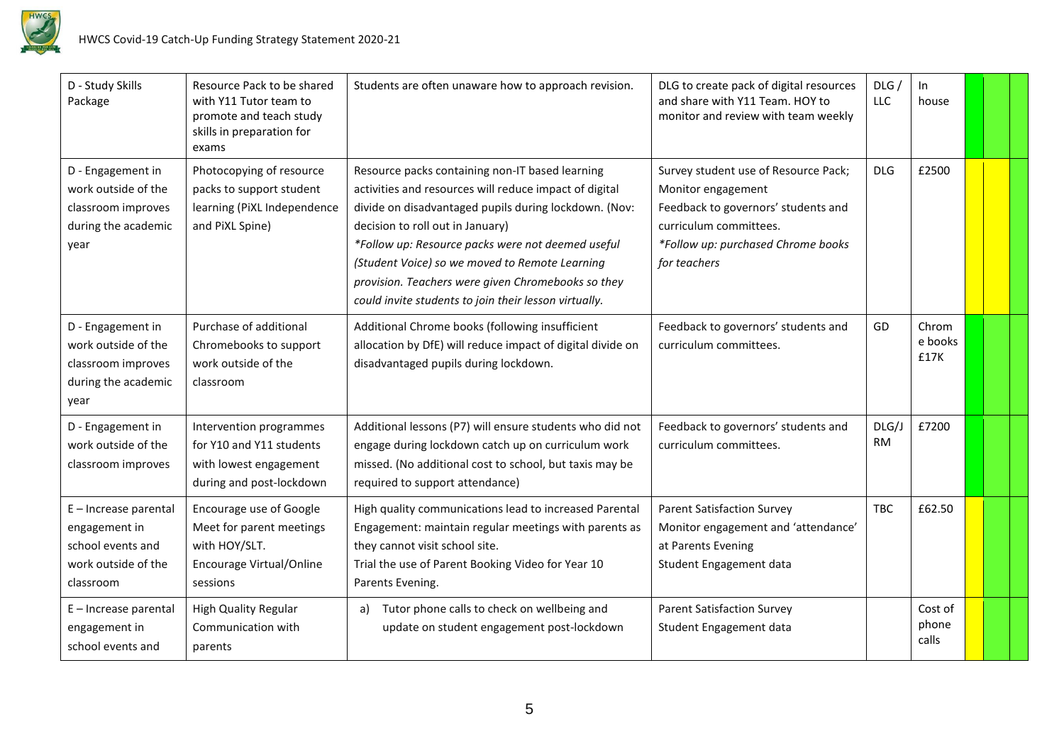| | | | | | | | | |
|---|---|---|---|---|---|---|---|---|
| D - Study Skills Package | Resource Pack to be shared with Y11 Tutor team to promote and teach study skills in preparation for exams | Students are often unaware how to approach revision. | DLG to create pack of digital resources and share with Y11 Team. HOY to monitor and review with team weekly | DLG / LLC | In house | | | |
| D - Engagement in work outside of the classroom improves during the academic year | Photocopying of resource packs to support student learning (PiXL Independence and PiXL Spine) | Resource packs containing non-IT based learning activities and resources will reduce impact of digital divide on disadvantaged pupils during lockdown. (Nov: decision to roll out in January)<br>*\*Follow up: Resource packs were not deemed useful (Student Voice) so we moved to Remote Learning provision. Teachers were given Chromebooks so they could invite students to join their lesson virtually.* | Survey student use of Resource Pack;<br>Monitor engagement<br>Feedback to governors' students and curriculum committees.<br>*\*Follow up: purchased Chrome books for teachers* | DLG | £2500 | | | |
| D - Engagement in work outside of the classroom improves during the academic year | Purchase of additional Chromebooks to support work outside of the classroom | Additional Chrome books (following insufficient allocation by DfE) will reduce impact of digital divide on disadvantaged pupils during lockdown. | Feedback to governors' students and curriculum committees. | GD | Chrome books £17K | | | |
| D - Engagement in work outside of the classroom improves | Intervention programmes for Y10 and Y11 students with lowest engagement during and post-lockdown | Additional lessons (P7) will ensure students who did not engage during lockdown catch up on curriculum work missed. (No additional cost to school, but taxis may be required to support attendance) | Feedback to governors' students and curriculum committees. | DLG/JRM | £7200 | | | |
| E – Increase parental engagement in school events and work outside of the classroom | Encourage use of Google Meet for parent meetings with HOY/SLT.<br>Encourage Virtual/Online sessions | High quality communications lead to increased Parental Engagement: maintain regular meetings with parents as they cannot visit school site.<br>Trial the use of Parent Booking Video for Year 10 Parents Evening. | Parent Satisfaction Survey<br>Monitor engagement and 'attendance' at Parents Evening<br>Student Engagement data | TBC | £62.50 | | | |
| E – Increase parental engagement in school events and | High Quality Regular Communication with parents | a) Tutor phone calls to check on wellbeing and update on student engagement post-lockdown | Parent Satisfaction Survey<br>Student Engagement data | | Cost of phone calls | | | |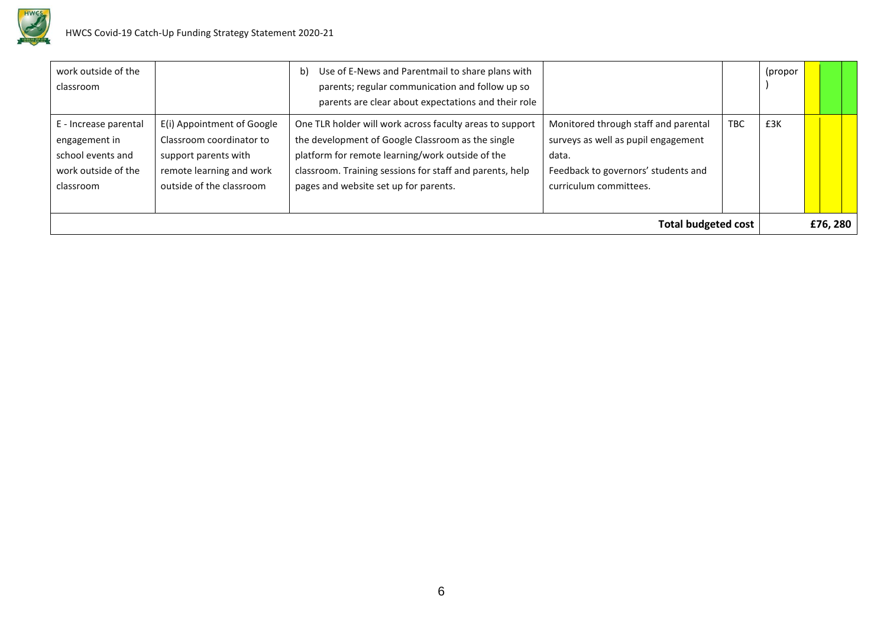| | | | | | | | | |
|---|---|---|---|---|---|---|---|---|
| work outside of the classroom | | b) Use of E-News and Parentmail to share plans with parents; regular communication and follow up so parents are clear about expectations and their role | | | (propor ) | | | |
| E - Increase parental engagement in school events and work outside of the classroom | E(i) Appointment of Google Classroom coordinator to support parents with remote learning and work outside of the classroom | One TLR holder will work across faculty areas to support the development of Google Classroom as the single platform for remote learning/work outside of the classroom. Training sessions for staff and parents, help pages and website set up for parents. | Monitored through staff and parental surveys as well as pupil engagement data. Feedback to governors' students and curriculum committees. | TBC | £3K | | | |
| | | | | **Total budgeted cost** | | **£76, 280** | | |